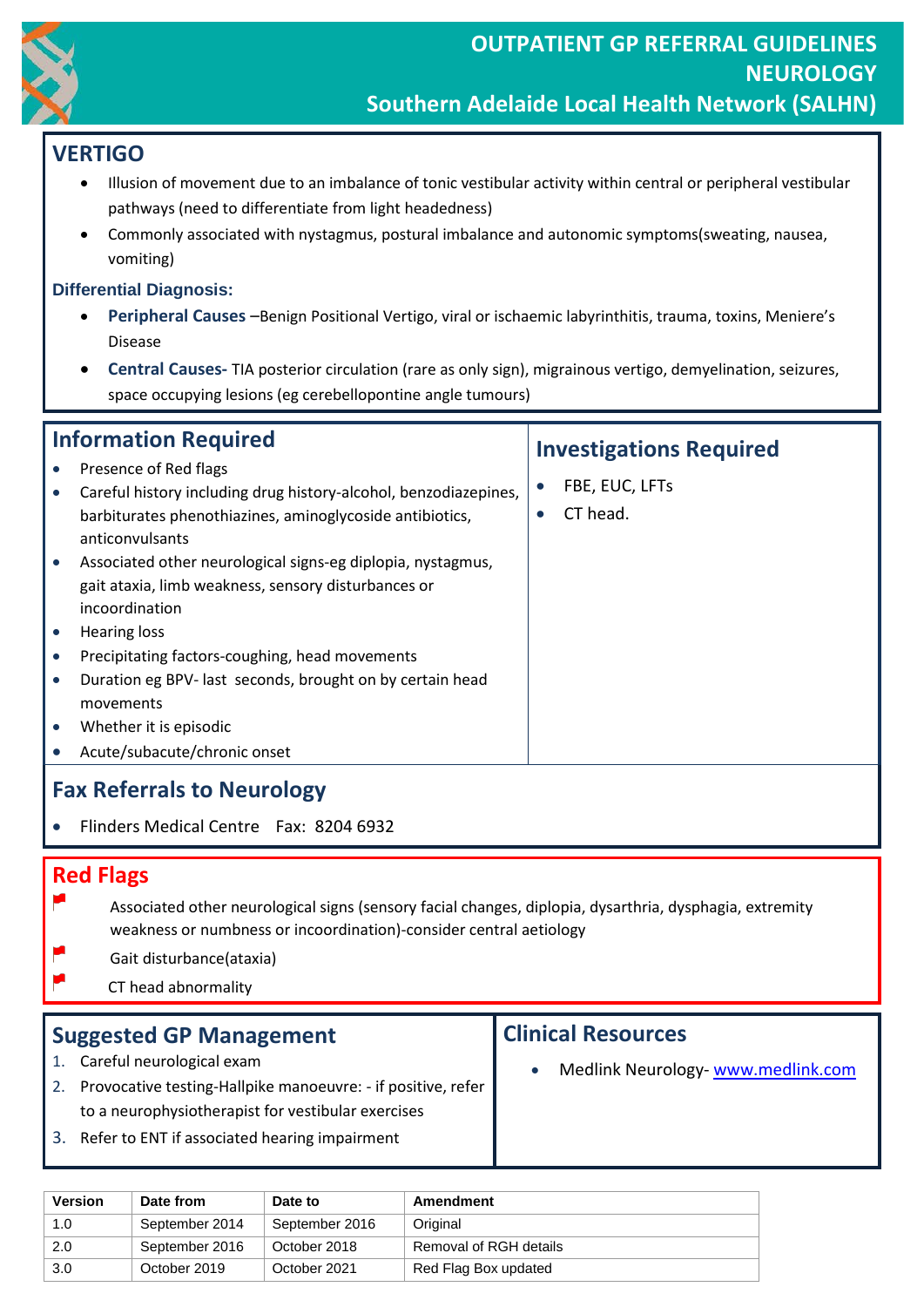# OUTPATIENT GP REFERRAL GUIDELINES NEUROLOGY

## Southern Adelaide Local Health Network (SALHN)

## VERTIGO

- Illusion of movement due to an imbalance of tonic vestibular activity within central or peripheral vestibular pathways (need to differentiate from light headedness)
- Commonly associated with nystagmus, postural imbalance and autonomic symptoms(sweating, nausea, vomiting)

### Differential Diagnosis:

- **Peripheral Causes** –Benign Positional Vertigo, viral or ischaemic labyrinthitis, trauma, toxins, Meniere's Disease
- **Central Causes-** TIA posterior circulation (rare as only sign), migrainous vertigo, demyelination, seizures, space occupying lesions (eg cerebellopontine angle tumours)

## Information Required

- Presence of Red flags
- Careful history including drug history-alcohol, benzodiazepines, barbiturates phenothiazines, aminoglycoside antibiotics, anticonvulsants
- Associated other neurological signs-eg diplopia, nystagmus, gait ataxia, limb weakness, sensory disturbances or incoordination
- Hearing loss
- Precipitating factors-coughing, head movements
- Duration eg BPV- last seconds, brought on by certain head movements
- Whether it is episodic
- Acute/subacute/chronic onset

## Investigations Required

- FBE, EUC, LFTs
- CT head.

## Fax Referrals to Neurology

- Flinders Medical Centre Fax: 8204 6932

## Red Flags

- Associated other neurological signs (sensory facial changes, diplopia, dysarthria, dysphagia, extremity weakness or numbness or incoordination)-consider central aetiology
- Gait disturbance(ataxia)
- CT head abnormality

## Suggested GP Management

1. Careful neurological exam
2. Provocative testing-Hallpike manoeuvre: - if positive, refer to a neurophysiotherapist for vestibular exercises
3. Refer to ENT if associated hearing impairment

## Clinical Resources

- Medlink Neurology- www.medlink.com

| Version | Date from | Date to | Amendment |
|---|---|---|---|
| 1.0 | September 2014 | September 2016 | Original |
| 2.0 | September 2016 | October 2018 | Removal of RGH details |
| 3.0 | October 2019 | October 2021 | Red Flag Box updated |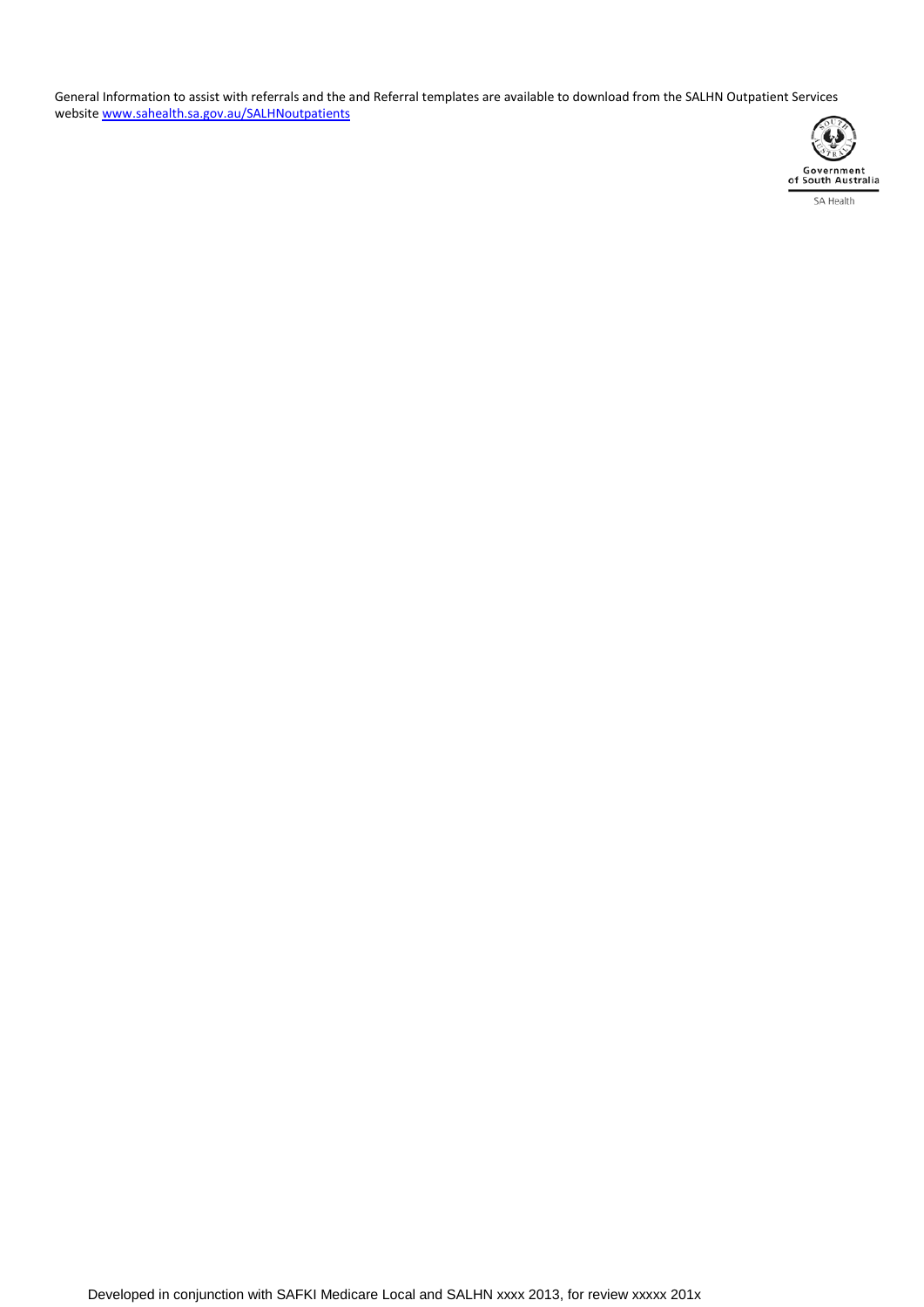General Information to assist with referrals and the and Referral templates are available to download from the SALHN Outpatient Services website www.sahealth.sa.gov.au/SALHNoutpatients

Government of South Australia

SA Health

Developed in conjunction with SAFKI Medicare Local and SALHN xxxx 2013, for review xxxxx 201x